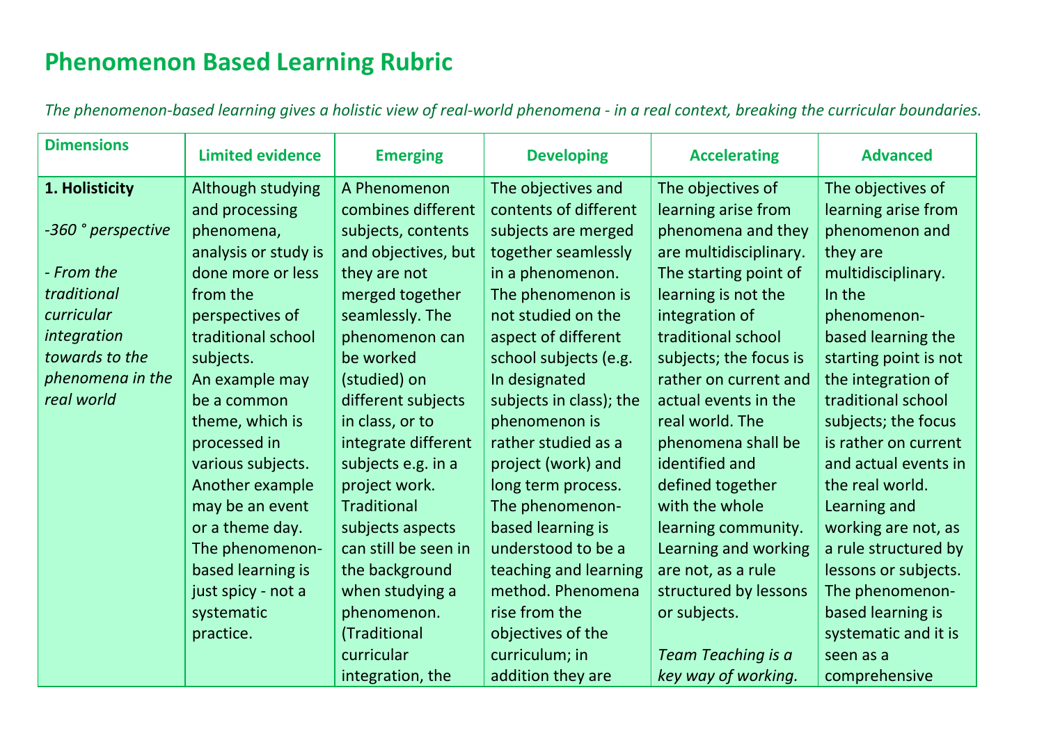# Phenomenon Based Learning Rubric

*The phenomenon-based learning gives a holistic view of real-world phenomena - in a real context, breaking the curricular boundaries.*

| Dimensions | Limited evidence | Emerging | Developing | Accelerating | Advanced |
|---|---|---|---|---|---|
| **1. Holisticity**<br><br>*-360 ° perspective*<br><br>*- From the traditional curricular integration towards to the phenomena in the real world* | Although studying and processing phenomena, analysis or study is done more or less from the perspectives of traditional school subjects.<br>An example may be a common theme, which is processed in various subjects. Another example may be an event or a theme day. The phenomenon-based learning is just spicy - not a systematic practice. | A Phenomenon combines different subjects, contents and objectives, but they are not merged together seamlessly. The phenomenon can be worked (studied) on different subjects in class, or to integrate different subjects e.g. in a project work. Traditional subjects aspects can still be seen in the background when studying a phenomenon. (Traditional curricular integration, the | The objectives and contents of different subjects are merged together seamlessly in a phenomenon. The phenomenon is not studied on the aspect of different school subjects (e.g. In designated subjects in class); the phenomenon is rather studied as a project (work) and long term process. The phenomenon-based learning is understood to be a teaching and learning method. Phenomena rise from the objectives of the curriculum; in addition they are | The objectives of learning arise from phenomena and they are multidisciplinary. The starting point of learning is not the integration of traditional school subjects; the focus is rather on current and actual events in the real world. The phenomena shall be identified and defined together with the whole learning community. Learning and working are not, as a rule structured by lessons or subjects.<br><br>*Team Teaching is a key way of working.* | The objectives of learning arise from phenomenon and they are multidisciplinary. In the phenomenon-based learning the starting point is not the integration of traditional school subjects; the focus is rather on current and actual events in the real world. Learning and working are not, as a rule structured by lessons or subjects. The phenomenon-based learning is systematic and it is seen as a comprehensive |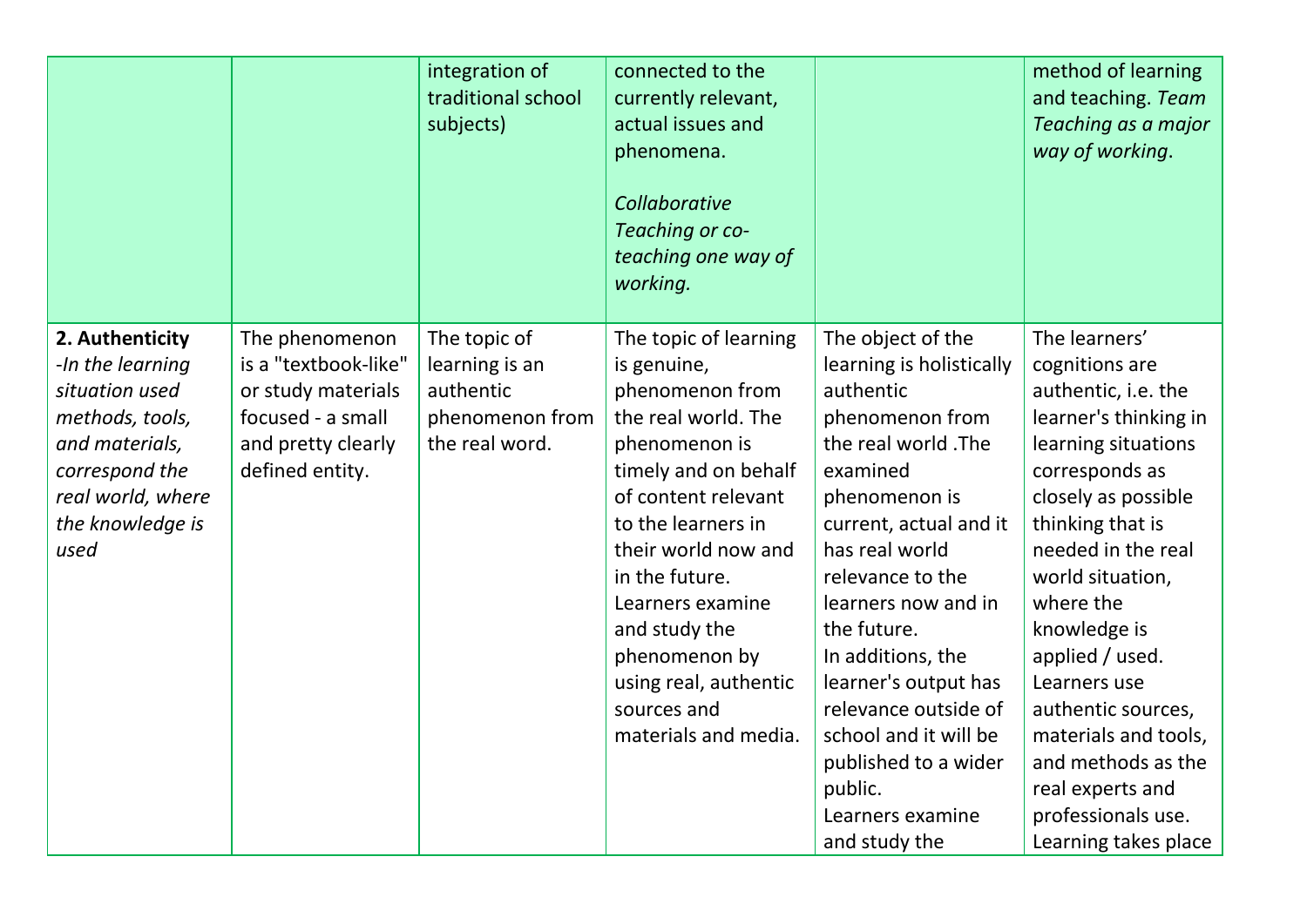| | | | | | |
|---|---|---|---|---|---|
| | | integration of traditional school subjects) | connected to the currently relevant, actual issues and phenomena. *Collaborative Teaching or co-teaching one way of working.* | | method of learning and teaching. *Team Teaching as a major way of working*. |
| **2. Authenticity** *-In the learning situation used methods, tools, and materials, correspond the real world, where the knowledge is used* | The phenomenon is a "textbook-like" or study materials focused - a small and pretty clearly defined entity. | The topic of learning is an authentic phenomenon from the real word. | The topic of learning is genuine, phenomenon from the real world. The phenomenon is timely and on behalf of content relevant to the learners in their world now and in the future. Learners examine and study the phenomenon by using real, authentic sources and materials and media. | The object of the learning is holistically authentic phenomenon from the real world .The examined phenomenon is current, actual and it has real world relevance to the learners now and in the future. In additions, the learner's output has relevance outside of school and it will be published to a wider public. Learners examine and study the | The learners' cognitions are authentic, i.e. the learner's thinking in learning situations corresponds as closely as possible thinking that is needed in the real world situation, where the knowledge is applied / used. Learners use authentic sources, materials and tools, and methods as the real experts and professionals use. Learning takes place |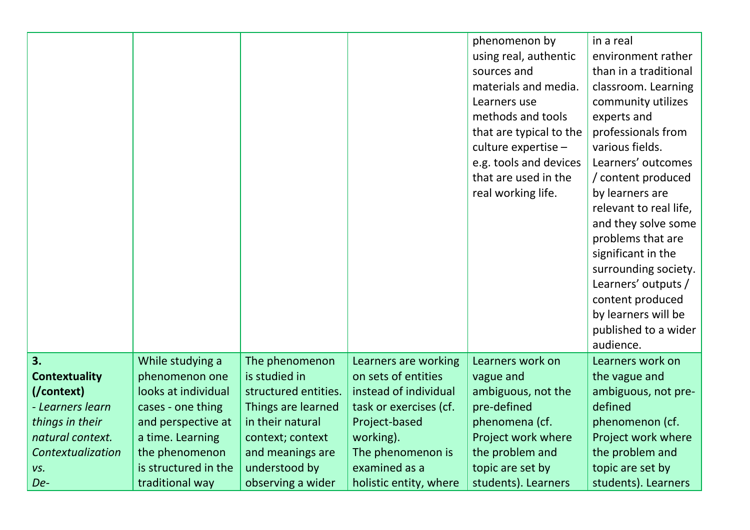| | | | | | |
|---|---|---|---|---|---|
| | | | | phenomenon by using real, authentic sources and materials and media. Learners use methods and tools that are typical to the culture expertise – e.g. tools and devices that are used in the real working life. | in a real environment rather than in a traditional classroom. Learning community utilizes experts and professionals from various fields. Learners' outcomes / content produced by learners are relevant to real life, and they solve some problems that are significant in the surrounding society. Learners' outputs / content produced by learners will be published to a wider audience. |
| **3. Contextuality (/context)** *- Learners learn things in their natural context. Contextualization vs. De-* | While studying a phenomenon one looks at individual cases - one thing and perspective at a time. Learning the phenomenon is structured in the traditional way | The phenomenon is studied in structured entities. Things are learned in their natural context; context and meanings are understood by observing a wider | Learners are working on sets of entities instead of individual task or exercises (cf. Project-based working). The phenomenon is examined as a holistic entity, where | Learners work on vague and ambiguous, not the pre-defined phenomena (cf. Project work where the problem and topic are set by students). Learners | Learners work on the vague and ambiguous, not pre-defined phenomenon (cf. Project work where the problem and topic are set by students). Learners |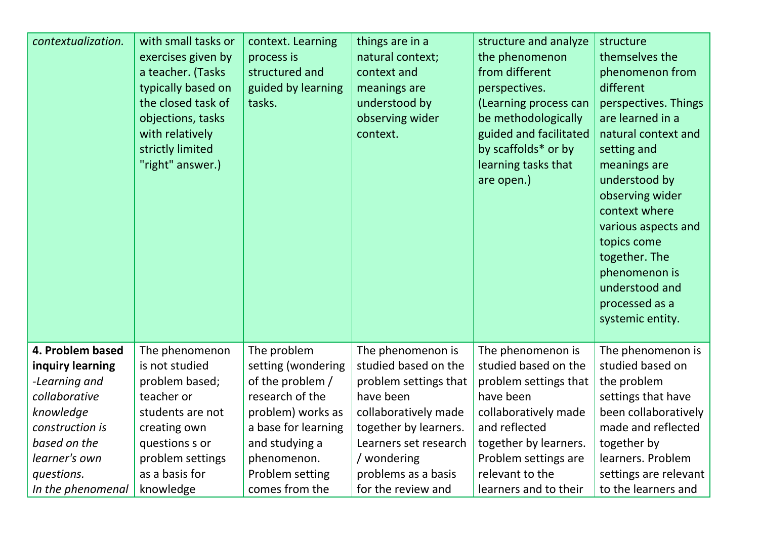| | | | | | |
|---|---|---|---|---|---|
| *contextualization.* | with small tasks or exercises given by a teacher. (Tasks typically based on the closed task of objections, tasks with relatively strictly limited "right" answer.) | context. Learning process is structured and guided by learning tasks. | things are in a natural context; context and meanings are understood by observing wider context. | structure and analyze the phenomenon from different perspectives. (Learning process can be methodologically guided and facilitated by scaffolds* or by learning tasks that are open.) | structure themselves the phenomenon from different perspectives. Things are learned in a natural context and setting and meanings are understood by observing wider context where various aspects and topics come together. The phenomenon is understood and processed as a systemic entity. |
| **4. Problem based inquiry learning** *-Learning and collaborative knowledge construction is based on the learner's own questions. In the phenomenal* | The phenomenon is not studied problem based; teacher or students are not creating own questions s or problem settings as a basis for knowledge | The problem setting (wondering of the problem / research of the problem) works as a base for learning and studying a phenomenon. Problem setting comes from the | The phenomenon is studied based on the problem settings that have been collaboratively made together by learners. Learners set research / wondering problems as a basis for the review and | The phenomenon is studied based on the problem settings that have been collaboratively made and reflected together by learners. Problem settings are relevant to the learners and to their | The phenomenon is studied based on the problem settings that have been collaboratively made and reflected together by learners. Problem settings are relevant to the learners and |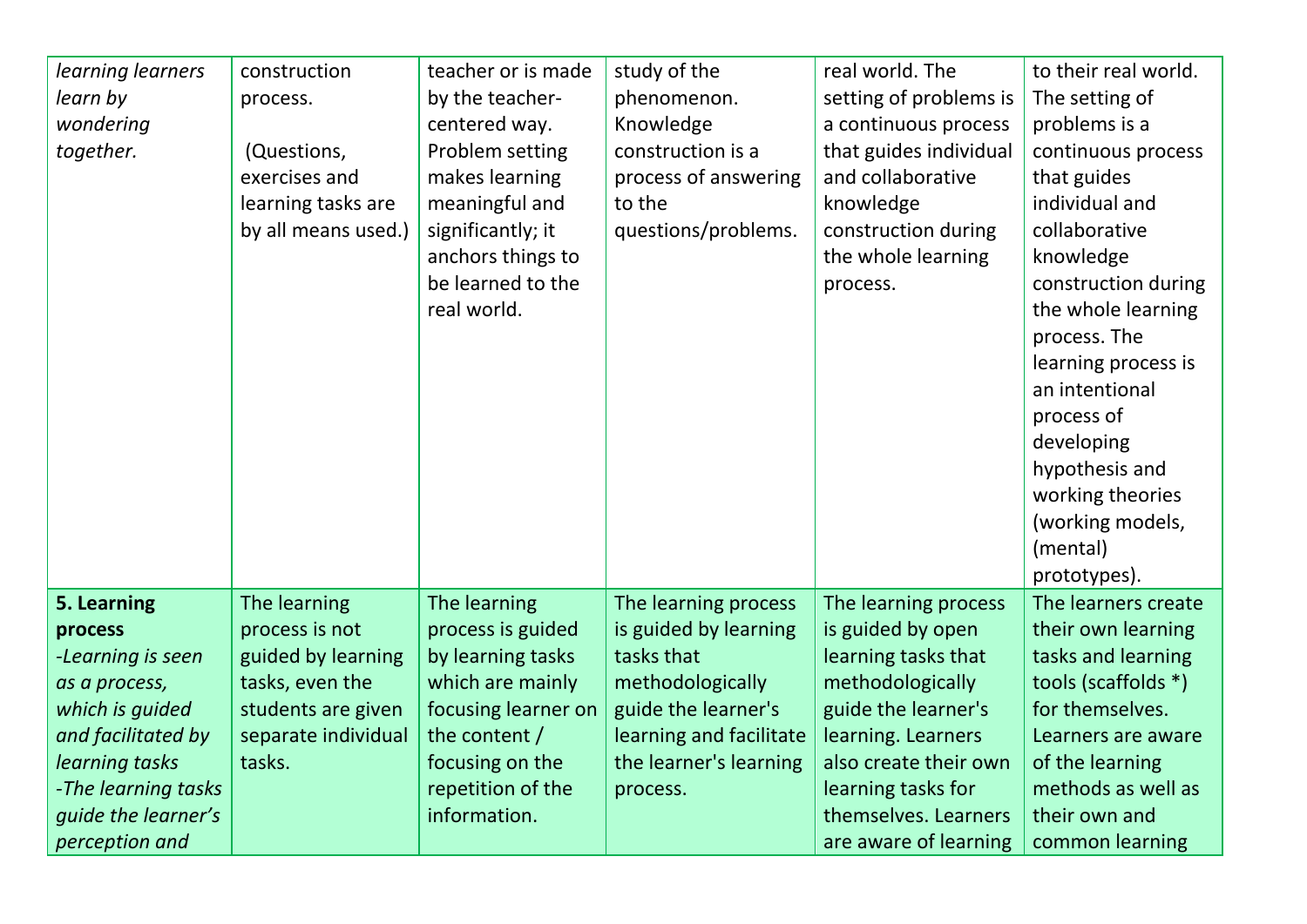| | | | | | |
|---|---|---|---|---|---|
| *learning learners learn by wondering together.* | construction process.<br><br>(Questions, exercises and learning tasks are by all means used.) | teacher or is made by the teacher-centered way. Problem setting makes learning meaningful and significantly; it anchors things to be learned to the real world. | study of the phenomenon. Knowledge construction is a process of answering to the questions/problems. | real world. The setting of problems is a continuous process that guides individual and collaborative knowledge construction during the whole learning process. | to their real world. The setting of problems is a continuous process that guides individual and collaborative knowledge construction during the whole learning process. The learning process is an intentional process of developing hypothesis and working theories (working models, (mental) prototypes). |
| **5. Learning process**<br>*-Learning is seen as a process, which is guided and facilitated by learning tasks*<br>*-The learning tasks guide the learner's perception and* | The learning process is not guided by learning tasks, even the students are given separate individual tasks. | The learning process is guided by learning tasks which are mainly focusing learner on the content / focusing on the repetition of the information. | The learning process is guided by learning tasks that methodologically guide the learner's learning and facilitate the learner's learning process. | The learning process is guided by open learning tasks that methodologically guide the learner's learning. Learners also create their own learning tasks for themselves. Learners are aware of learning | The learners create their own learning tasks and learning tools (scaffolds *) for themselves. Learners are aware of the learning methods as well as their own and common learning |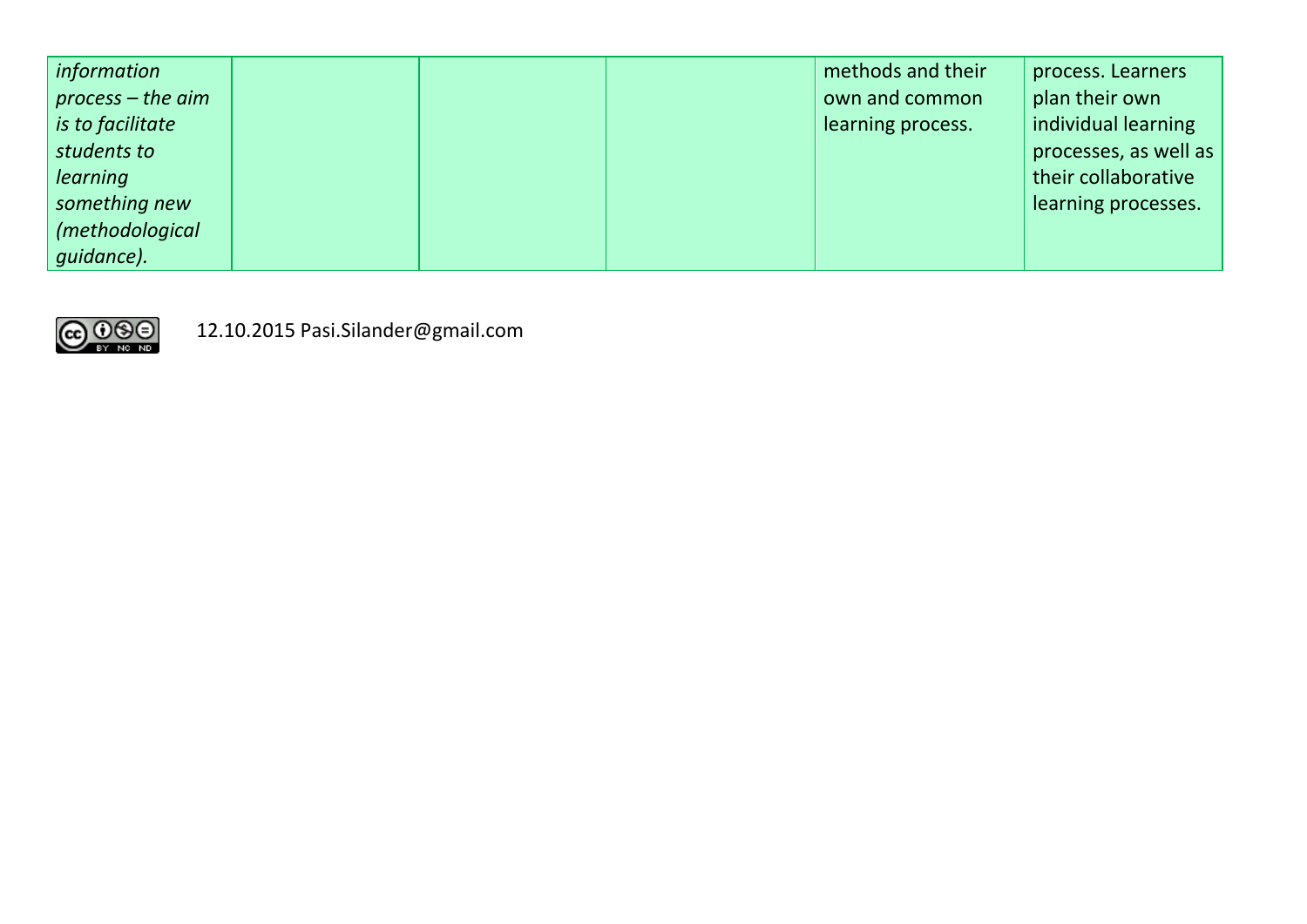| | | | | | |
|---|---|---|---|---|---|
| *information process – the aim is to facilitate students to learning something new (methodological guidance).* | | | | methods and their own and common learning process. | process. Learners plan their own individual learning processes, as well as their collaborative learning processes. |

12.10.2015 Pasi.Silander@gmail.com